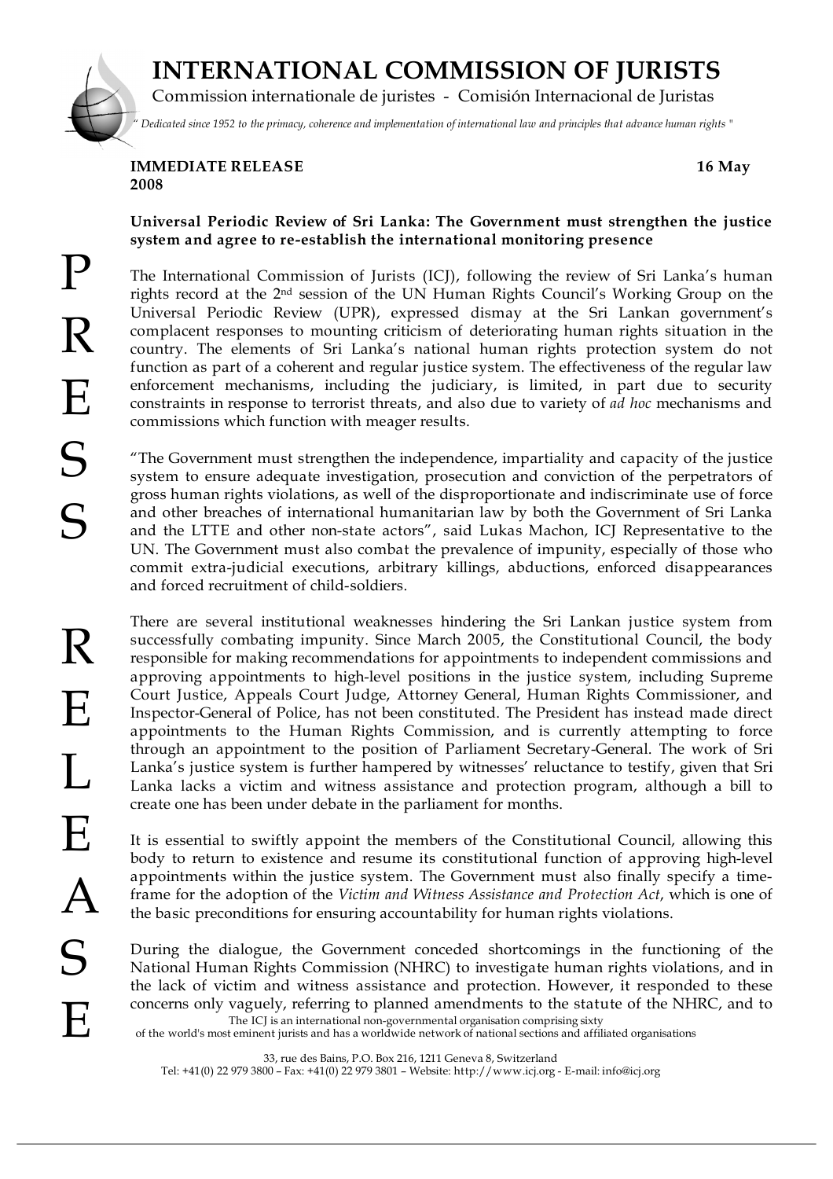# INTERNATIONAL COMMISSION OF JURISTS

Commission internationale de juristes - Comisión Internacional de Juristas

*" Dedicated since 1952 to the primacy, coherence and implementation of international law and principles that advance human rights "*

**IMMEDIATE RELEASE** **16 May 2008**

**Universal Periodic Review of Sri Lanka: The Government must strengthen the justice system and agree to re-establish the international monitoring presence**

The International Commission of Jurists (ICJ), following the review of Sri Lanka's human rights record at the 2nd session of the UN Human Rights Council's Working Group on the Universal Periodic Review (UPR), expressed dismay at the Sri Lankan government's complacent responses to mounting criticism of deteriorating human rights situation in the country. The elements of Sri Lanka's national human rights protection system do not function as part of a coherent and regular justice system. The effectiveness of the regular law enforcement mechanisms, including the judiciary, is limited, in part due to security constraints in response to terrorist threats, and also due to variety of *ad hoc* mechanisms and commissions which function with meager results.

"The Government must strengthen the independence, impartiality and capacity of the justice system to ensure adequate investigation, prosecution and conviction of the perpetrators of gross human rights violations, as well of the disproportionate and indiscriminate use of force and other breaches of international humanitarian law by both the Government of Sri Lanka and the LTTE and other non-state actors", said Lukas Machon, ICJ Representative to the UN. The Government must also combat the prevalence of impunity, especially of those who commit extra-judicial executions, arbitrary killings, abductions, enforced disappearances and forced recruitment of child-soldiers.

There are several institutional weaknesses hindering the Sri Lankan justice system from successfully combating impunity. Since March 2005, the Constitutional Council, the body responsible for making recommendations for appointments to independent commissions and approving appointments to high-level positions in the justice system, including Supreme Court Justice, Appeals Court Judge, Attorney General, Human Rights Commissioner, and Inspector-General of Police, has not been constituted. The President has instead made direct appointments to the Human Rights Commission, and is currently attempting to force through an appointment to the position of Parliament Secretary-General. The work of Sri Lanka's justice system is further hampered by witnesses' reluctance to testify, given that Sri Lanka lacks a victim and witness assistance and protection program, although a bill to create one has been under debate in the parliament for months.

It is essential to swiftly appoint the members of the Constitutional Council, allowing this body to return to existence and resume its constitutional function of approving high-level appointments within the justice system. The Government must also finally specify a time-frame for the adoption of the *Victim and Witness Assistance and Protection Act*, which is one of the basic preconditions for ensuring accountability for human rights violations.

During the dialogue, the Government conceded shortcomings in the functioning of the National Human Rights Commission (NHRC) to investigate human rights violations, and in the lack of victim and witness assistance and protection. However, it responded to these concerns only vaguely, referring to planned amendments to the statute of the NHRC, and to

The ICJ is an international non-governmental organisation comprising sixty of the world's most eminent jurists and has a worldwide network of national sections and affiliated organisations

33, rue des Bains, P.O. Box 216, 1211 Geneva 8, Switzerland
Tel: +41(0) 22 979 3800 – Fax: +41(0) 22 979 3801 – Website: http://www.icj.org - E-mail: info@icj.org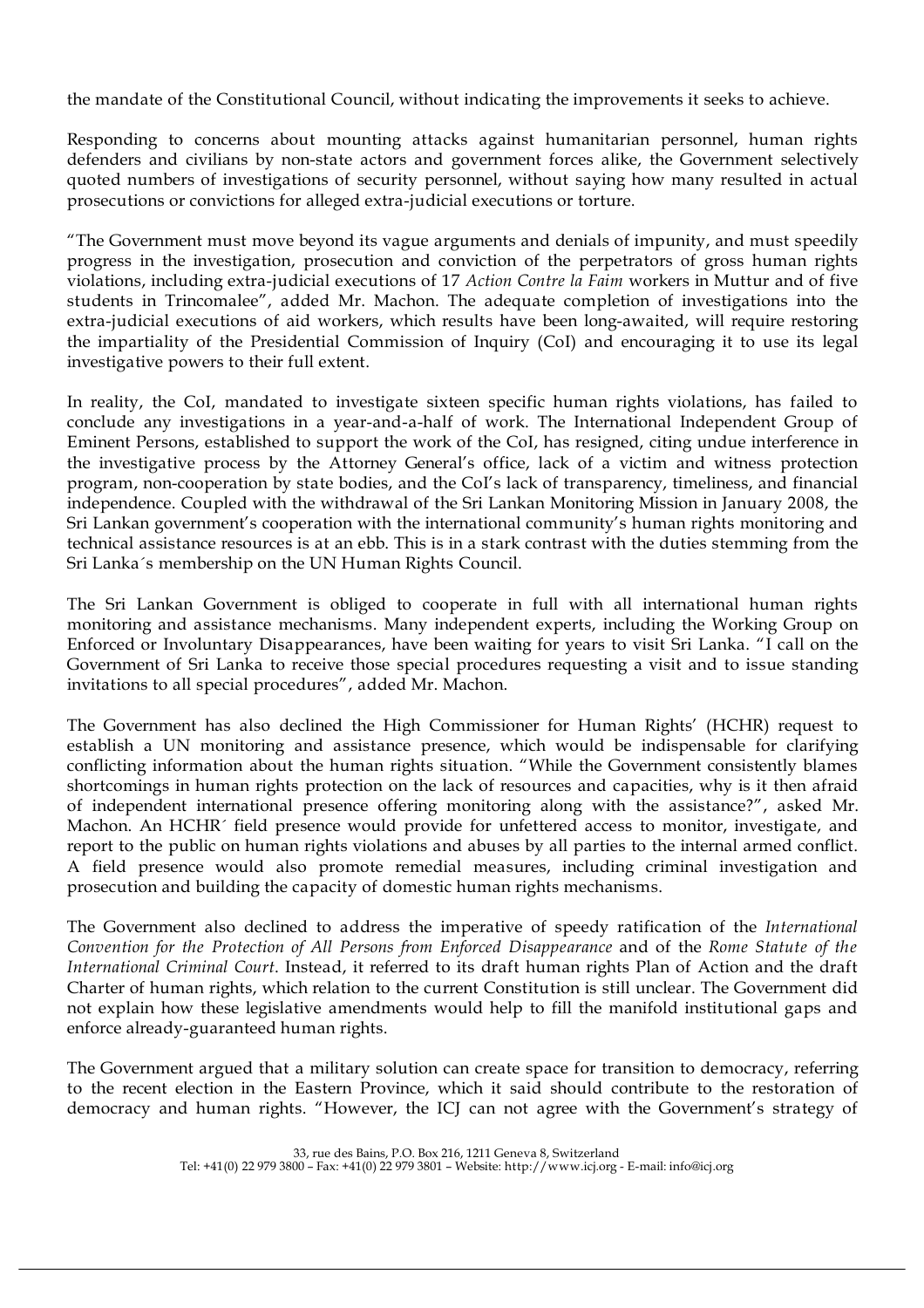the mandate of the Constitutional Council, without indicating the improvements it seeks to achieve.

Responding to concerns about mounting attacks against humanitarian personnel, human rights defenders and civilians by non-state actors and government forces alike, the Government selectively quoted numbers of investigations of security personnel, without saying how many resulted in actual prosecutions or convictions for alleged extra-judicial executions or torture.

"The Government must move beyond its vague arguments and denials of impunity, and must speedily progress in the investigation, prosecution and conviction of the perpetrators of gross human rights violations, including extra-judicial executions of 17 *Action Contre la Faim* workers in Muttur and of five students in Trincomalee", added Mr. Machon. The adequate completion of investigations into the extra-judicial executions of aid workers, which results have been long-awaited, will require restoring the impartiality of the Presidential Commission of Inquiry (CoI) and encouraging it to use its legal investigative powers to their full extent.

In reality, the CoI, mandated to investigate sixteen specific human rights violations, has failed to conclude any investigations in a year-and-a-half of work. The International Independent Group of Eminent Persons, established to support the work of the CoI, has resigned, citing undue interference in the investigative process by the Attorney General's office, lack of a victim and witness protection program, non-cooperation by state bodies, and the CoI's lack of transparency, timeliness, and financial independence. Coupled with the withdrawal of the Sri Lankan Monitoring Mission in January 2008, the Sri Lankan government's cooperation with the international community's human rights monitoring and technical assistance resources is at an ebb. This is in a stark contrast with the duties stemming from the Sri Lanka´s membership on the UN Human Rights Council.

The Sri Lankan Government is obliged to cooperate in full with all international human rights monitoring and assistance mechanisms. Many independent experts, including the Working Group on Enforced or Involuntary Disappearances, have been waiting for years to visit Sri Lanka. "I call on the Government of Sri Lanka to receive those special procedures requesting a visit and to issue standing invitations to all special procedures", added Mr. Machon.

The Government has also declined the High Commissioner for Human Rights' (HCHR) request to establish a UN monitoring and assistance presence, which would be indispensable for clarifying conflicting information about the human rights situation. "While the Government consistently blames shortcomings in human rights protection on the lack of resources and capacities, why is it then afraid of independent international presence offering monitoring along with the assistance?", asked Mr. Machon. An HCHR´ field presence would provide for unfettered access to monitor, investigate, and report to the public on human rights violations and abuses by all parties to the internal armed conflict. A field presence would also promote remedial measures, including criminal investigation and prosecution and building the capacity of domestic human rights mechanisms.

The Government also declined to address the imperative of speedy ratification of the *International Convention for the Protection of All Persons from Enforced Disappearance* and of the *Rome Statute of the International Criminal Court*. Instead, it referred to its draft human rights Plan of Action and the draft Charter of human rights, which relation to the current Constitution is still unclear. The Government did not explain how these legislative amendments would help to fill the manifold institutional gaps and enforce already-guaranteed human rights.

The Government argued that a military solution can create space for transition to democracy, referring to the recent election in the Eastern Province, which it said should contribute to the restoration of democracy and human rights. "However, the ICJ can not agree with the Government's strategy of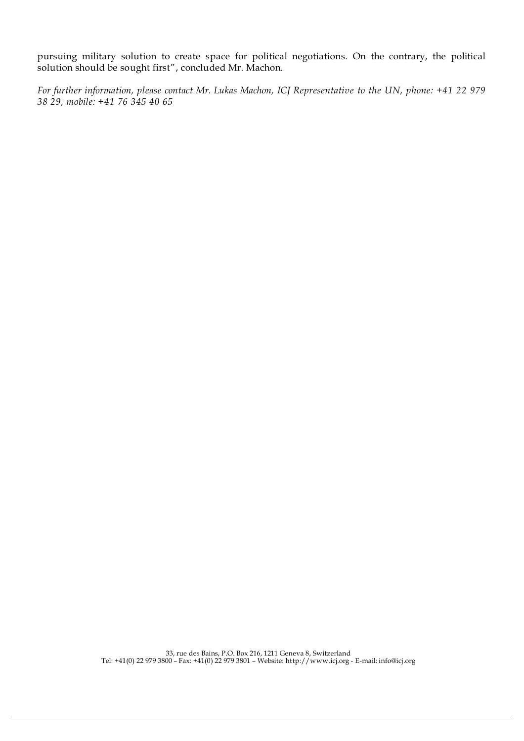pursuing military solution to create space for political negotiations. On the contrary, the political solution should be sought first", concluded Mr. Machon.

*For further information, please contact Mr. Lukas Machon, ICJ Representative to the UN, phone: +41 22 979 38 29, mobile: +41 76 345 40 65*

33, rue des Bains, P.O. Box 216, 1211 Geneva 8, Switzerland
Tel: +41(0) 22 979 3800 – Fax: +41(0) 22 979 3801 – Website: http://www.icj.org - E-mail: info@icj.org